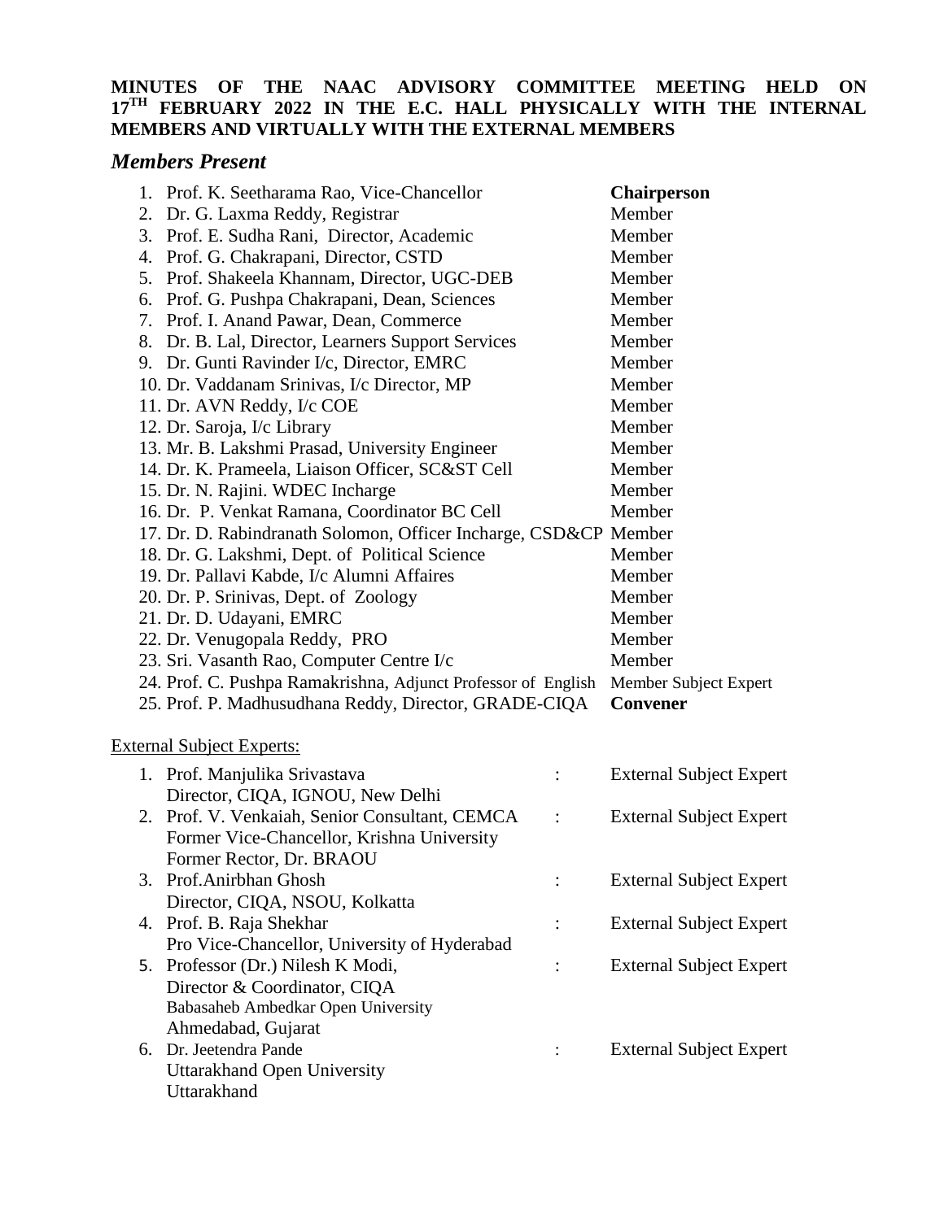**MINUTES OF THE NAAC ADVISORY COMMITTEE MEETING HELD ON 17TH FEBRUARY 2022 IN THE E.C. HALL PHYSICALLY WITH THE INTERNAL MEMBERS AND VIRTUALLY WITH THE EXTERNAL MEMBERS**

## *Members Present*

| | | |
|---|---|---|
| 1. | Prof. K. Seetharama Rao, Vice-Chancellor | **Chairperson** |
| 2. | Dr. G. Laxma Reddy, Registrar | Member |
| 3. | Prof. E. Sudha Rani, Director, Academic | Member |
| 4. | Prof. G. Chakrapani, Director, CSTD | Member |
| 5. | Prof. Shakeela Khannam, Director, UGC-DEB | Member |
| 6. | Prof. G. Pushpa Chakrapani, Dean, Sciences | Member |
| 7. | Prof. I. Anand Pawar, Dean, Commerce | Member |
| 8. | Dr. B. Lal, Director, Learners Support Services | Member |
| 9. | Dr. Gunti Ravinder I/c, Director, EMRC | Member |
| 10. | Dr. Vaddanam Srinivas, I/c Director, MP | Member |
| 11. | Dr. AVN Reddy, I/c COE | Member |
| 12. | Dr. Saroja, I/c Library | Member |
| 13. | Mr. B. Lakshmi Prasad, University Engineer | Member |
| 14. | Dr. K. Prameela, Liaison Officer, SC&ST Cell | Member |
| 15. | Dr. N. Rajini. WDEC Incharge | Member |
| 16. | Dr. P. Venkat Ramana, Coordinator BC Cell | Member |
| 17. | Dr. D. Rabindranath Solomon, Officer Incharge, CSD&CP | Member |
| 18. | Dr. G. Lakshmi, Dept. of Political Science | Member |
| 19. | Dr. Pallavi Kabde, I/c Alumni Affaires | Member |
| 20. | Dr. P. Srinivas, Dept. of Zoology | Member |
| 21. | Dr. D. Udayani, EMRC | Member |
| 22. | Dr. Venugopala Reddy, PRO | Member |
| 23. | Sri. Vasanth Rao, Computer Centre I/c | Member |
| 24. | Prof. C. Pushpa Ramakrishna, Adjunct Professor of English | Member Subject Expert |
| 25. | Prof. P. Madhusudhana Reddy, Director, GRADE-CIQA | **Convener** |

External Subject Experts:

| | | | |
|---|---|---|---|
| 1. | Prof. Manjulika Srivastava<br>Director, CIQA, IGNOU, New Delhi | : | External Subject Expert |
| 2. | Prof. V. Venkaiah, Senior Consultant, CEMCA<br>Former Vice-Chancellor, Krishna University<br>Former Rector, Dr. BRAOU | : | External Subject Expert |
| 3. | Prof.Anirbhan Ghosh<br>Director, CIQA, NSOU, Kolkatta | : | External Subject Expert |
| 4. | Prof. B. Raja Shekhar<br>Pro Vice-Chancellor, University of Hyderabad | : | External Subject Expert |
| 5. | Professor (Dr.) Nilesh K Modi,<br>Director & Coordinator, CIQA<br>Babasaheb Ambedkar Open University<br>Ahmedabad, Gujarat | : | External Subject Expert |
| 6. | Dr. Jeetendra Pande<br>Uttarakhand Open University<br>Uttarakhand | : | External Subject Expert |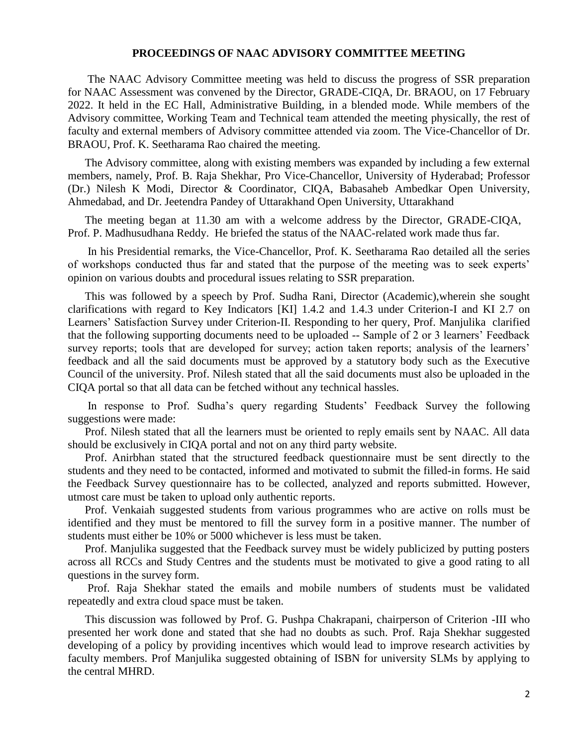**PROCEEDINGS OF NAAC ADVISORY COMMITTEE MEETING**

The NAAC Advisory Committee meeting was held to discuss the progress of SSR preparation for NAAC Assessment was convened by the Director, GRADE-CIQA, Dr. BRAOU, on 17 February 2022. It held in the EC Hall, Administrative Building, in a blended mode. While members of the Advisory committee, Working Team and Technical team attended the meeting physically, the rest of faculty and external members of Advisory committee attended via zoom. The Vice-Chancellor of Dr. BRAOU, Prof. K. Seetharama Rao chaired the meeting.

The Advisory committee, along with existing members was expanded by including a few external members, namely, Prof. B. Raja Shekhar, Pro Vice-Chancellor, University of Hyderabad; Professor (Dr.) Nilesh K Modi, Director & Coordinator, CIQA, Babasaheb Ambedkar Open University, Ahmedabad, and Dr. Jeetendra Pandey of Uttarakhand Open University, Uttarakhand

The meeting began at 11.30 am with a welcome address by the Director, GRADE-CIQA, Prof. P. Madhusudhana Reddy. He briefed the status of the NAAC-related work made thus far.

In his Presidential remarks, the Vice-Chancellor, Prof. K. Seetharama Rao detailed all the series of workshops conducted thus far and stated that the purpose of the meeting was to seek experts' opinion on various doubts and procedural issues relating to SSR preparation.

This was followed by a speech by Prof. Sudha Rani, Director (Academic),wherein she sought clarifications with regard to Key Indicators [KI] 1.4.2 and 1.4.3 under Criterion-I and KI 2.7 on Learners' Satisfaction Survey under Criterion-II. Responding to her query, Prof. Manjulika clarified that the following supporting documents need to be uploaded -- Sample of 2 or 3 learners' Feedback survey reports; tools that are developed for survey; action taken reports; analysis of the learners' feedback and all the said documents must be approved by a statutory body such as the Executive Council of the university. Prof. Nilesh stated that all the said documents must also be uploaded in the CIQA portal so that all data can be fetched without any technical hassles.

In response to Prof. Sudha's query regarding Students' Feedback Survey the following suggestions were made:

Prof. Nilesh stated that all the learners must be oriented to reply emails sent by NAAC. All data should be exclusively in CIQA portal and not on any third party website.

Prof. Anirbhan stated that the structured feedback questionnaire must be sent directly to the students and they need to be contacted, informed and motivated to submit the filled-in forms. He said the Feedback Survey questionnaire has to be collected, analyzed and reports submitted. However, utmost care must be taken to upload only authentic reports.

Prof. Venkaiah suggested students from various programmes who are active on rolls must be identified and they must be mentored to fill the survey form in a positive manner. The number of students must either be 10% or 5000 whichever is less must be taken.

Prof. Manjulika suggested that the Feedback survey must be widely publicized by putting posters across all RCCs and Study Centres and the students must be motivated to give a good rating to all questions in the survey form.

Prof. Raja Shekhar stated the emails and mobile numbers of students must be validated repeatedly and extra cloud space must be taken.

This discussion was followed by Prof. G. Pushpa Chakrapani, chairperson of Criterion -III who presented her work done and stated that she had no doubts as such. Prof. Raja Shekhar suggested developing of a policy by providing incentives which would lead to improve research activities by faculty members. Prof Manjulika suggested obtaining of ISBN for university SLMs by applying to the central MHRD.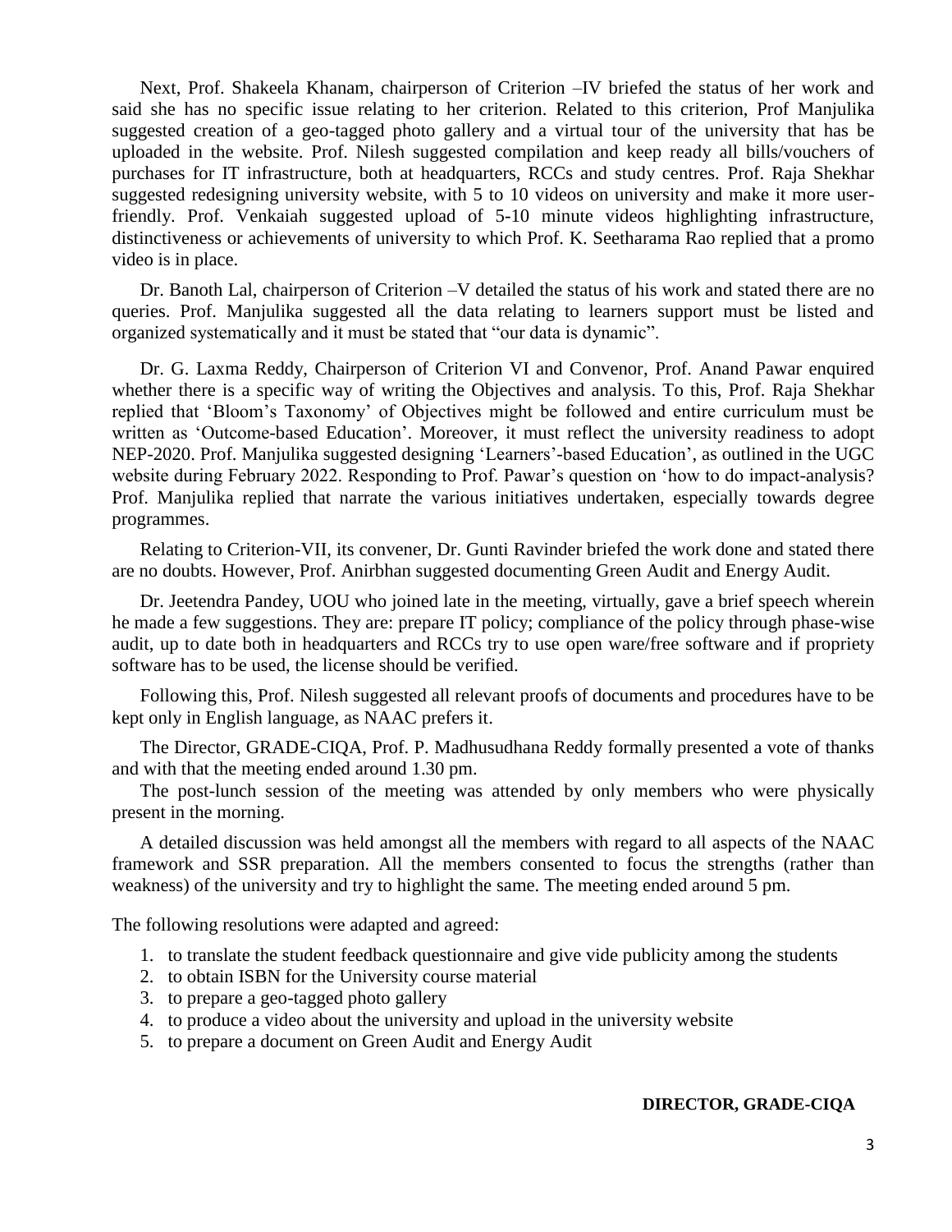Next, Prof. Shakeela Khanam, chairperson of Criterion –IV briefed the status of her work and said she has no specific issue relating to her criterion. Related to this criterion, Prof Manjulika suggested creation of a geo-tagged photo gallery and a virtual tour of the university that has be uploaded in the website. Prof. Nilesh suggested compilation and keep ready all bills/vouchers of purchases for IT infrastructure, both at headquarters, RCCs and study centres. Prof. Raja Shekhar suggested redesigning university website, with 5 to 10 videos on university and make it more user-friendly. Prof. Venkaiah suggested upload of 5-10 minute videos highlighting infrastructure, distinctiveness or achievements of university to which Prof. K. Seetharama Rao replied that a promo video is in place.

Dr. Banoth Lal, chairperson of Criterion –V detailed the status of his work and stated there are no queries. Prof. Manjulika suggested all the data relating to learners support must be listed and organized systematically and it must be stated that "our data is dynamic".

Dr. G. Laxma Reddy, Chairperson of Criterion VI and Convenor, Prof. Anand Pawar enquired whether there is a specific way of writing the Objectives and analysis. To this, Prof. Raja Shekhar replied that 'Bloom's Taxonomy' of Objectives might be followed and entire curriculum must be written as 'Outcome-based Education'. Moreover, it must reflect the university readiness to adopt NEP-2020. Prof. Manjulika suggested designing 'Learners'-based Education', as outlined in the UGC website during February 2022. Responding to Prof. Pawar's question on 'how to do impact-analysis? Prof. Manjulika replied that narrate the various initiatives undertaken, especially towards degree programmes.

Relating to Criterion-VII, its convener, Dr. Gunti Ravinder briefed the work done and stated there are no doubts. However, Prof. Anirbhan suggested documenting Green Audit and Energy Audit.

Dr. Jeetendra Pandey, UOU who joined late in the meeting, virtually, gave a brief speech wherein he made a few suggestions. They are: prepare IT policy; compliance of the policy through phase-wise audit, up to date both in headquarters and RCCs try to use open ware/free software and if propriety software has to be used, the license should be verified.

Following this, Prof. Nilesh suggested all relevant proofs of documents and procedures have to be kept only in English language, as NAAC prefers it.

The Director, GRADE-CIQA, Prof. P. Madhusudhana Reddy formally presented a vote of thanks and with that the meeting ended around 1.30 pm.

The post-lunch session of the meeting was attended by only members who were physically present in the morning.

A detailed discussion was held amongst all the members with regard to all aspects of the NAAC framework and SSR preparation. All the members consented to focus the strengths (rather than weakness) of the university and try to highlight the same. The meeting ended around 5 pm.

The following resolutions were adapted and agreed:

1. to translate the student feedback questionnaire and give vide publicity among the students
2. to obtain ISBN for the University course material
3. to prepare a geo-tagged photo gallery
4. to produce a video about the university and upload in the university website
5. to prepare a document on Green Audit and Energy Audit

**DIRECTOR, GRADE-CIQA**